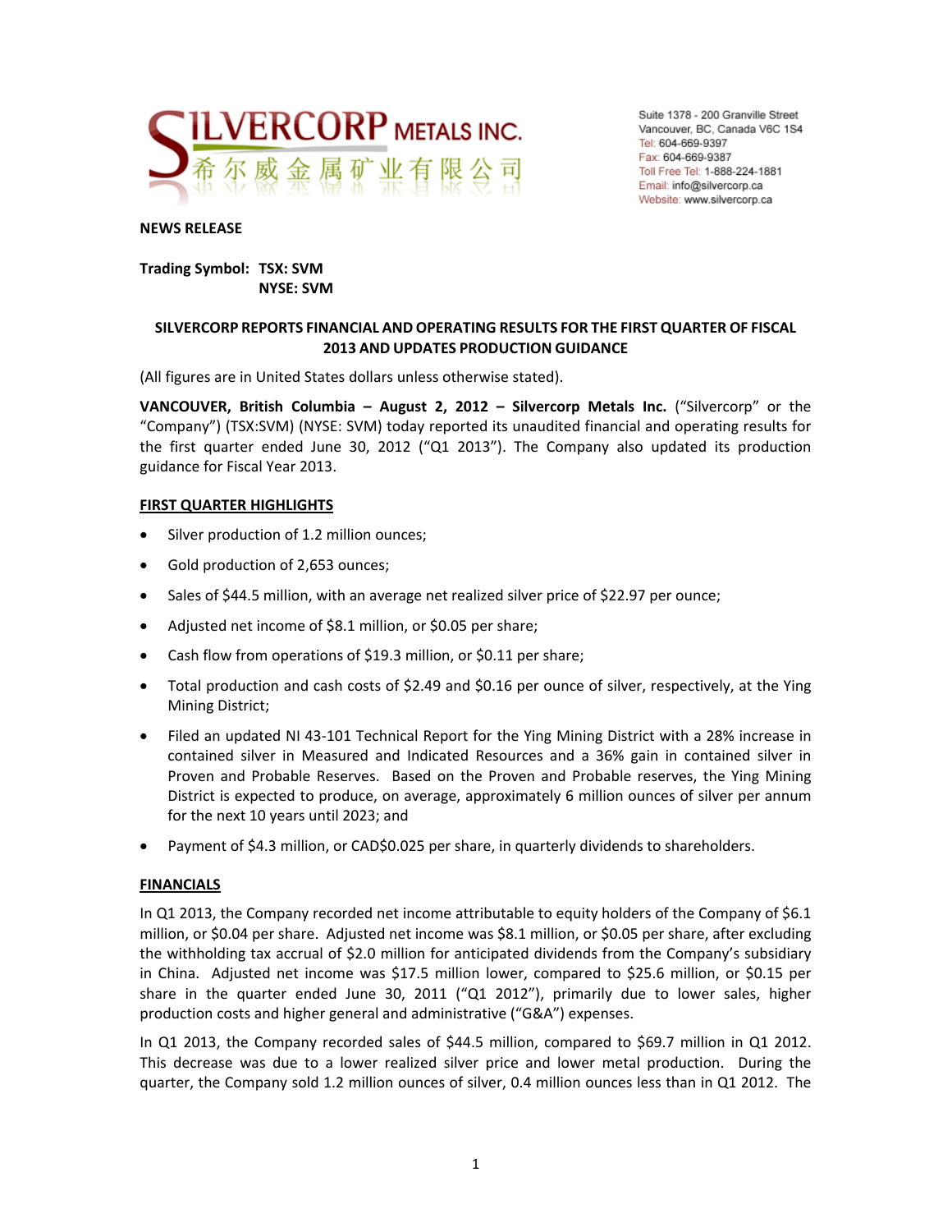SILVERCORP METALS INC.
希尔威金属矿业有限公司

Suite 1378 - 200 Granville Street
Vancouver, BC, Canada V6C 1S4
Tel: 604-669-9397
Fax: 604-669-9387
Toll Free Tel: 1-888-224-1881
Email: info@silvercorp.ca
Website: www.silvercorp.ca

**NEWS RELEASE**

**Trading Symbol: TSX: SVM**
**NYSE: SVM**

## SILVERCORP REPORTS FINANCIAL AND OPERATING RESULTS FOR THE FIRST QUARTER OF FISCAL 2013 AND UPDATES PRODUCTION GUIDANCE

(All figures are in United States dollars unless otherwise stated).

**VANCOUVER, British Columbia – August 2, 2012 – Silvercorp Metals Inc.** ("Silvercorp" or the "Company") (TSX:SVM) (NYSE: SVM) today reported its unaudited financial and operating results for the first quarter ended June 30, 2012 ("Q1 2013"). The Company also updated its production guidance for Fiscal Year 2013.

### FIRST QUARTER HIGHLIGHTS

- Silver production of 1.2 million ounces;
- Gold production of 2,653 ounces;
- Sales of $44.5 million, with an average net realized silver price of $22.97 per ounce;
- Adjusted net income of $8.1 million, or $0.05 per share;
- Cash flow from operations of $19.3 million, or $0.11 per share;
- Total production and cash costs of $2.49 and $0.16 per ounce of silver, respectively, at the Ying Mining District;
- Filed an updated NI 43-101 Technical Report for the Ying Mining District with a 28% increase in contained silver in Measured and Indicated Resources and a 36% gain in contained silver in Proven and Probable Reserves. Based on the Proven and Probable reserves, the Ying Mining District is expected to produce, on average, approximately 6 million ounces of silver per annum for the next 10 years until 2023; and
- Payment of $4.3 million, or CAD$0.025 per share, in quarterly dividends to shareholders.

### FINANCIALS

In Q1 2013, the Company recorded net income attributable to equity holders of the Company of $6.1 million, or $0.04 per share. Adjusted net income was $8.1 million, or $0.05 per share, after excluding the withholding tax accrual of $2.0 million for anticipated dividends from the Company's subsidiary in China. Adjusted net income was $17.5 million lower, compared to $25.6 million, or $0.15 per share in the quarter ended June 30, 2011 ("Q1 2012"), primarily due to lower sales, higher production costs and higher general and administrative ("G&A") expenses.

In Q1 2013, the Company recorded sales of $44.5 million, compared to $69.7 million in Q1 2012. This decrease was due to a lower realized silver price and lower metal production. During the quarter, the Company sold 1.2 million ounces of silver, 0.4 million ounces less than in Q1 2012. The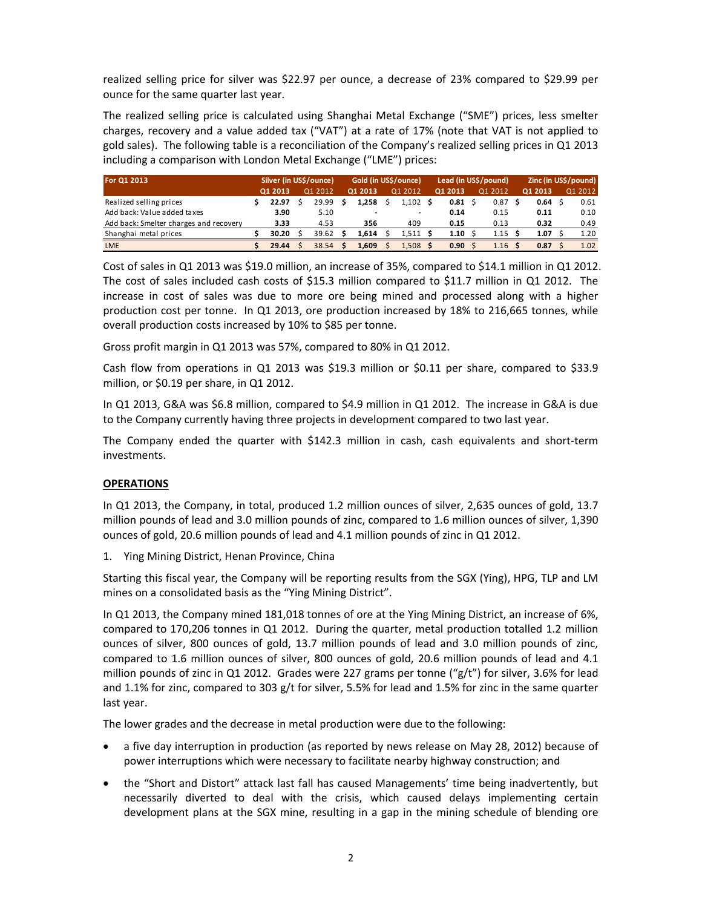realized selling price for silver was $22.97 per ounce, a decrease of 23% compared to $29.99 per ounce for the same quarter last year.

The realized selling price is calculated using Shanghai Metal Exchange ("SME") prices, less smelter charges, recovery and a value added tax ("VAT") at a rate of 17% (note that VAT is not applied to gold sales). The following table is a reconciliation of the Company's realized selling prices in Q1 2013 including a comparison with London Metal Exchange ("LME") prices:

| For Q1 2013 | Silver (in US$/ounce) | | Gold (in US$/ounce) | | Lead (in US$/pound) | | Zinc (in US$/pound) | |
|---|---|---|---|---|---|---|---|---|
| | **Q1 2013** | Q1 2012 | **Q1 2013** | Q1 2012 | **Q1 2013** | Q1 2012 | **Q1 2013** | Q1 2012 |
| Realized selling prices | **$ 22.97** | $ 29.99 | **$ 1,258** | $ 1,102 | **$ 0.81** | $ 0.87 | **$ 0.64** | $ 0.61 |
| Add back: Value added taxes | **3.90** | 5.10 | **-** | - | **0.14** | 0.15 | **0.11** | 0.10 |
| Add back: Smelter charges and recovery | **3.33** | 4.53 | **356** | 409 | **0.15** | 0.13 | **0.32** | 0.49 |
| Shanghai metal prices | **$ 30.20** | $ 39.62 | **$ 1,614** | $ 1,511 | **$ 1.10** | $ 1.15 | **$ 1.07** | $ 1.20 |
| LME | **$ 29.44** | $ 38.54 | **$ 1,609** | $ 1,508 | **$ 0.90** | $ 1.16 | **$ 0.87** | $ 1.02 |

Cost of sales in Q1 2013 was $19.0 million, an increase of 35%, compared to $14.1 million in Q1 2012. The cost of sales included cash costs of $15.3 million compared to $11.7 million in Q1 2012. The increase in cost of sales was due to more ore being mined and processed along with a higher production cost per tonne. In Q1 2013, ore production increased by 18% to 216,665 tonnes, while overall production costs increased by 10% to $85 per tonne.

Gross profit margin in Q1 2013 was 57%, compared to 80% in Q1 2012.

Cash flow from operations in Q1 2013 was $19.3 million or $0.11 per share, compared to $33.9 million, or $0.19 per share, in Q1 2012.

In Q1 2013, G&A was $6.8 million, compared to $4.9 million in Q1 2012. The increase in G&A is due to the Company currently having three projects in development compared to two last year.

The Company ended the quarter with $142.3 million in cash, cash equivalents and short-term investments.

**OPERATIONS**

In Q1 2013, the Company, in total, produced 1.2 million ounces of silver, 2,635 ounces of gold, 13.7 million pounds of lead and 3.0 million pounds of zinc, compared to 1.6 million ounces of silver, 1,390 ounces of gold, 20.6 million pounds of lead and 4.1 million pounds of zinc in Q1 2012.

1. Ying Mining District, Henan Province, China

Starting this fiscal year, the Company will be reporting results from the SGX (Ying), HPG, TLP and LM mines on a consolidated basis as the "Ying Mining District".

In Q1 2013, the Company mined 181,018 tonnes of ore at the Ying Mining District, an increase of 6%, compared to 170,206 tonnes in Q1 2012. During the quarter, metal production totalled 1.2 million ounces of silver, 800 ounces of gold, 13.7 million pounds of lead and 3.0 million pounds of zinc, compared to 1.6 million ounces of silver, 800 ounces of gold, 20.6 million pounds of lead and 4.1 million pounds of zinc in Q1 2012. Grades were 227 grams per tonne ("g/t") for silver, 3.6% for lead and 1.1% for zinc, compared to 303 g/t for silver, 5.5% for lead and 1.5% for zinc in the same quarter last year.

The lower grades and the decrease in metal production were due to the following:

- a five day interruption in production (as reported by news release on May 28, 2012) because of power interruptions which were necessary to facilitate nearby highway construction; and
- the "Short and Distort" attack last fall has caused Managements' time being inadvertently, but necessarily diverted to deal with the crisis, which caused delays implementing certain development plans at the SGX mine, resulting in a gap in the mining schedule of blending ore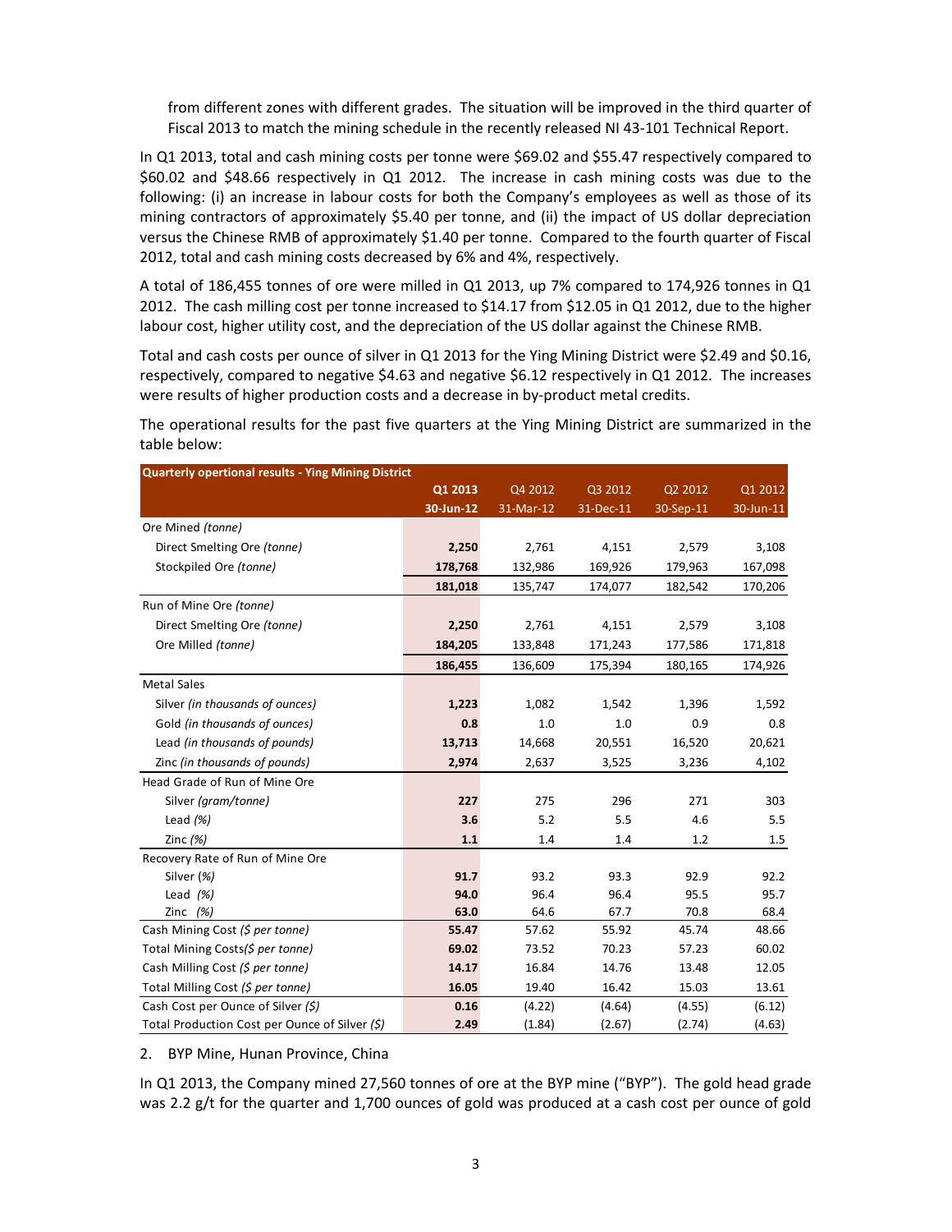from different zones with different grades. The situation will be improved in the third quarter of Fiscal 2013 to match the mining schedule in the recently released NI 43-101 Technical Report.

In Q1 2013, total and cash mining costs per tonne were $69.02 and $55.47 respectively compared to $60.02 and $48.66 respectively in Q1 2012. The increase in cash mining costs was due to the following: (i) an increase in labour costs for both the Company's employees as well as those of its mining contractors of approximately $5.40 per tonne, and (ii) the impact of US dollar depreciation versus the Chinese RMB of approximately $1.40 per tonne. Compared to the fourth quarter of Fiscal 2012, total and cash mining costs decreased by 6% and 4%, respectively.

A total of 186,455 tonnes of ore were milled in Q1 2013, up 7% compared to 174,926 tonnes in Q1 2012. The cash milling cost per tonne increased to $14.17 from $12.05 in Q1 2012, due to the higher labour cost, higher utility cost, and the depreciation of the US dollar against the Chinese RMB.

Total and cash costs per ounce of silver in Q1 2013 for the Ying Mining District were $2.49 and $0.16, respectively, compared to negative $4.63 and negative $6.12 respectively in Q1 2012. The increases were results of higher production costs and a decrease in by-product metal credits.

The operational results for the past five quarters at the Ying Mining District are summarized in the table below:

| Quarterly opertional results - Ying Mining District | **Q1 2013** | Q4 2012 | Q3 2012 | Q2 2012 | Q1 2012 |
|---|---|---|---|---|---|
| | **30-Jun-12** | 31-Mar-12 | 31-Dec-11 | 30-Sep-11 | 30-Jun-11 |
| Ore Mined *(tonne)* | | | | | |
| Direct Smelting Ore *(tonne)* | **2,250** | 2,761 | 4,151 | 2,579 | 3,108 |
| Stockpiled Ore *(tonne)* | **178,768** | 132,986 | 169,926 | 179,963 | 167,098 |
| | **181,018** | 135,747 | 174,077 | 182,542 | 170,206 |
| Run of Mine Ore *(tonne)* | | | | | |
| Direct Smelting Ore *(tonne)* | **2,250** | 2,761 | 4,151 | 2,579 | 3,108 |
| Ore Milled *(tonne)* | **184,205** | 133,848 | 171,243 | 177,586 | 171,818 |
| | **186,455** | 136,609 | 175,394 | 180,165 | 174,926 |
| Metal Sales | | | | | |
| Silver *(in thousands of ounces)* | **1,223** | 1,082 | 1,542 | 1,396 | 1,592 |
| Gold *(in thousands of ounces)* | **0.8** | 1.0 | 1.0 | 0.9 | 0.8 |
| Lead *(in thousands of pounds)* | **13,713** | 14,668 | 20,551 | 16,520 | 20,621 |
| Zinc *(in thousands of pounds)* | **2,974** | 2,637 | 3,525 | 3,236 | 4,102 |
| Head Grade of Run of Mine Ore | | | | | |
| Silver *(gram/tonne)* | **227** | 275 | 296 | 271 | 303 |
| Lead *(%)* | **3.6** | 5.2 | 5.5 | 4.6 | 5.5 |
| Zinc *(%)* | **1.1** | 1.4 | 1.4 | 1.2 | 1.5 |
| Recovery Rate of Run of Mine Ore | | | | | |
| Silver *(%)* | **91.7** | 93.2 | 93.3 | 92.9 | 92.2 |
| Lead *(%)* | **94.0** | 96.4 | 96.4 | 95.5 | 95.7 |
| Zinc *(%)* | **63.0** | 64.6 | 67.7 | 70.8 | 68.4 |
| Cash Mining Cost *($ per tonne)* | **55.47** | 57.62 | 55.92 | 45.74 | 48.66 |
| Total Mining Costs*($ per tonne)* | **69.02** | 73.52 | 70.23 | 57.23 | 60.02 |
| Cash Milling Cost *($ per tonne)* | **14.17** | 16.84 | 14.76 | 13.48 | 12.05 |
| Total Milling Cost *($ per tonne)* | **16.05** | 19.40 | 16.42 | 15.03 | 13.61 |
| Cash Cost per Ounce of Silver *($)* | **0.16** | (4.22) | (4.64) | (4.55) | (6.12) |
| Total Production Cost per Ounce of Silver *($)* | **2.49** | (1.84) | (2.67) | (2.74) | (4.63) |

2. BYP Mine, Hunan Province, China

In Q1 2013, the Company mined 27,560 tonnes of ore at the BYP mine ("BYP"). The gold head grade was 2.2 g/t for the quarter and 1,700 ounces of gold was produced at a cash cost per ounce of gold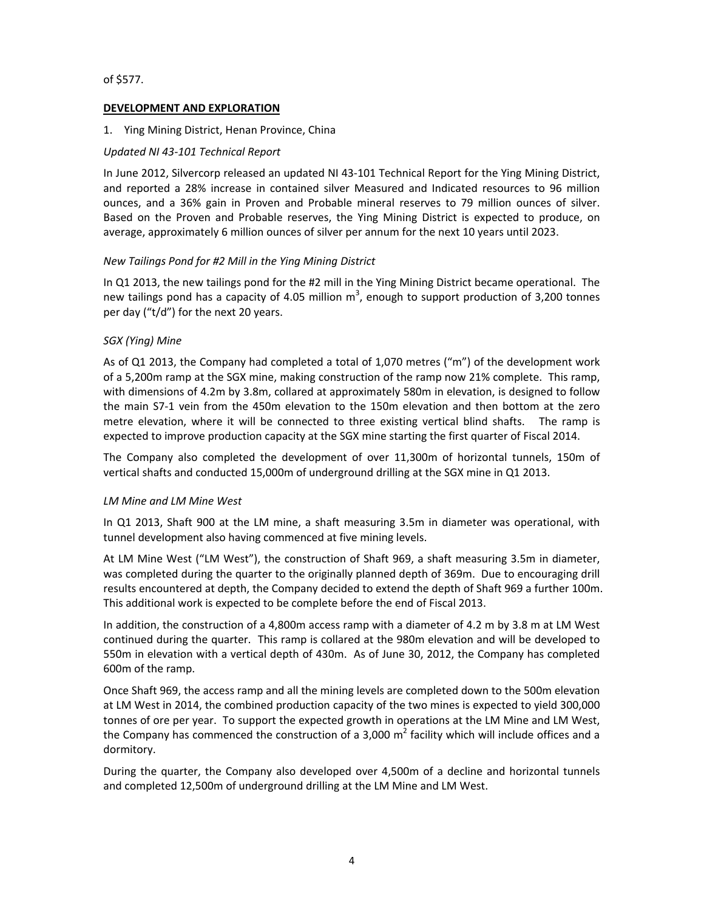of $577.

## DEVELOPMENT AND EXPLORATION

1. Ying Mining District, Henan Province, China

*Updated NI 43-101 Technical Report*

In June 2012, Silvercorp released an updated NI 43-101 Technical Report for the Ying Mining District, and reported a 28% increase in contained silver Measured and Indicated resources to 96 million ounces, and a 36% gain in Proven and Probable mineral reserves to 79 million ounces of silver. Based on the Proven and Probable reserves, the Ying Mining District is expected to produce, on average, approximately 6 million ounces of silver per annum for the next 10 years until 2023.

*New Tailings Pond for #2 Mill in the Ying Mining District*

In Q1 2013, the new tailings pond for the #2 mill in the Ying Mining District became operational. The new tailings pond has a capacity of 4.05 million $m^3$, enough to support production of 3,200 tonnes per day ("t/d") for the next 20 years.

*SGX (Ying) Mine*

As of Q1 2013, the Company had completed a total of 1,070 metres ("m") of the development work of a 5,200m ramp at the SGX mine, making construction of the ramp now 21% complete. This ramp, with dimensions of 4.2m by 3.8m, collared at approximately 580m in elevation, is designed to follow the main S7-1 vein from the 450m elevation to the 150m elevation and then bottom at the zero metre elevation, where it will be connected to three existing vertical blind shafts. The ramp is expected to improve production capacity at the SGX mine starting the first quarter of Fiscal 2014.

The Company also completed the development of over 11,300m of horizontal tunnels, 150m of vertical shafts and conducted 15,000m of underground drilling at the SGX mine in Q1 2013.

*LM Mine and LM Mine West*

In Q1 2013, Shaft 900 at the LM mine, a shaft measuring 3.5m in diameter was operational, with tunnel development also having commenced at five mining levels.

At LM Mine West ("LM West"), the construction of Shaft 969, a shaft measuring 3.5m in diameter, was completed during the quarter to the originally planned depth of 369m. Due to encouraging drill results encountered at depth, the Company decided to extend the depth of Shaft 969 a further 100m. This additional work is expected to be complete before the end of Fiscal 2013.

In addition, the construction of a 4,800m access ramp with a diameter of 4.2 m by 3.8 m at LM West continued during the quarter. This ramp is collared at the 980m elevation and will be developed to 550m in elevation with a vertical depth of 430m. As of June 30, 2012, the Company has completed 600m of the ramp.

Once Shaft 969, the access ramp and all the mining levels are completed down to the 500m elevation at LM West in 2014, the combined production capacity of the two mines is expected to yield 300,000 tonnes of ore per year. To support the expected growth in operations at the LM Mine and LM West, the Company has commenced the construction of a 3,000 $m^2$ facility which will include offices and a dormitory.

During the quarter, the Company also developed over 4,500m of a decline and horizontal tunnels and completed 12,500m of underground drilling at the LM Mine and LM West.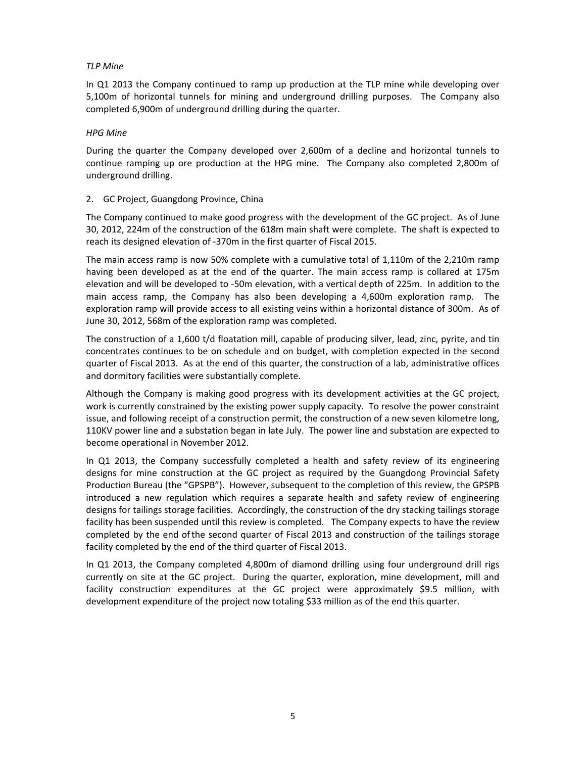*TLP Mine*

In Q1 2013 the Company continued to ramp up production at the TLP mine while developing over 5,100m of horizontal tunnels for mining and underground drilling purposes. The Company also completed 6,900m of underground drilling during the quarter.

*HPG Mine*

During the quarter the Company developed over 2,600m of a decline and horizontal tunnels to continue ramping up ore production at the HPG mine. The Company also completed 2,800m of underground drilling.

2. GC Project, Guangdong Province, China

The Company continued to make good progress with the development of the GC project. As of June 30, 2012, 224m of the construction of the 618m main shaft were complete. The shaft is expected to reach its designed elevation of -370m in the first quarter of Fiscal 2015.

The main access ramp is now 50% complete with a cumulative total of 1,110m of the 2,210m ramp having been developed as at the end of the quarter. The main access ramp is collared at 175m elevation and will be developed to -50m elevation, with a vertical depth of 225m. In addition to the main access ramp, the Company has also been developing a 4,600m exploration ramp. The exploration ramp will provide access to all existing veins within a horizontal distance of 300m. As of June 30, 2012, 568m of the exploration ramp was completed.

The construction of a 1,600 t/d floatation mill, capable of producing silver, lead, zinc, pyrite, and tin concentrates continues to be on schedule and on budget, with completion expected in the second quarter of Fiscal 2013. As at the end of this quarter, the construction of a lab, administrative offices and dormitory facilities were substantially complete.

Although the Company is making good progress with its development activities at the GC project, work is currently constrained by the existing power supply capacity. To resolve the power constraint issue, and following receipt of a construction permit, the construction of a new seven kilometre long, 110KV power line and a substation began in late July. The power line and substation are expected to become operational in November 2012.

In Q1 2013, the Company successfully completed a health and safety review of its engineering designs for mine construction at the GC project as required by the Guangdong Provincial Safety Production Bureau (the "GPSPB"). However, subsequent to the completion of this review, the GPSPB introduced a new regulation which requires a separate health and safety review of engineering designs for tailings storage facilities. Accordingly, the construction of the dry stacking tailings storage facility has been suspended until this review is completed. The Company expects to have the review completed by the end of the second quarter of Fiscal 2013 and construction of the tailings storage facility completed by the end of the third quarter of Fiscal 2013.

In Q1 2013, the Company completed 4,800m of diamond drilling using four underground drill rigs currently on site at the GC project. During the quarter, exploration, mine development, mill and facility construction expenditures at the GC project were approximately $9.5 million, with development expenditure of the project now totaling $33 million as of the end this quarter.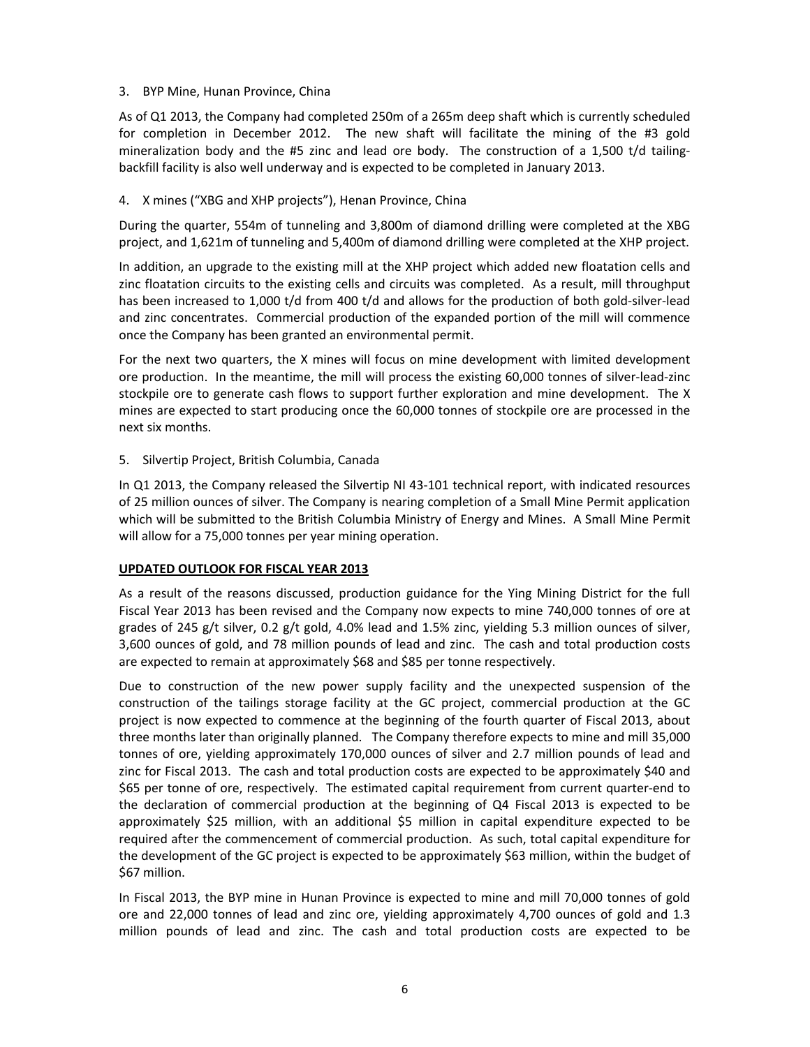3. BYP Mine, Hunan Province, China

As of Q1 2013, the Company had completed 250m of a 265m deep shaft which is currently scheduled for completion in December 2012. The new shaft will facilitate the mining of the #3 gold mineralization body and the #5 zinc and lead ore body. The construction of a 1,500 t/d tailing-backfill facility is also well underway and is expected to be completed in January 2013.

4. X mines ("XBG and XHP projects"), Henan Province, China

During the quarter, 554m of tunneling and 3,800m of diamond drilling were completed at the XBG project, and 1,621m of tunneling and 5,400m of diamond drilling were completed at the XHP project.

In addition, an upgrade to the existing mill at the XHP project which added new floatation cells and zinc floatation circuits to the existing cells and circuits was completed. As a result, mill throughput has been increased to 1,000 t/d from 400 t/d and allows for the production of both gold-silver-lead and zinc concentrates. Commercial production of the expanded portion of the mill will commence once the Company has been granted an environmental permit.

For the next two quarters, the X mines will focus on mine development with limited development ore production. In the meantime, the mill will process the existing 60,000 tonnes of silver-lead-zinc stockpile ore to generate cash flows to support further exploration and mine development. The X mines are expected to start producing once the 60,000 tonnes of stockpile ore are processed in the next six months.

5. Silvertip Project, British Columbia, Canada

In Q1 2013, the Company released the Silvertip NI 43-101 technical report, with indicated resources of 25 million ounces of silver. The Company is nearing completion of a Small Mine Permit application which will be submitted to the British Columbia Ministry of Energy and Mines. A Small Mine Permit will allow for a 75,000 tonnes per year mining operation.

## UPDATED OUTLOOK FOR FISCAL YEAR 2013

As a result of the reasons discussed, production guidance for the Ying Mining District for the full Fiscal Year 2013 has been revised and the Company now expects to mine 740,000 tonnes of ore at grades of 245 g/t silver, 0.2 g/t gold, 4.0% lead and 1.5% zinc, yielding 5.3 million ounces of silver, 3,600 ounces of gold, and 78 million pounds of lead and zinc. The cash and total production costs are expected to remain at approximately $68 and $85 per tonne respectively.

Due to construction of the new power supply facility and the unexpected suspension of the construction of the tailings storage facility at the GC project, commercial production at the GC project is now expected to commence at the beginning of the fourth quarter of Fiscal 2013, about three months later than originally planned. The Company therefore expects to mine and mill 35,000 tonnes of ore, yielding approximately 170,000 ounces of silver and 2.7 million pounds of lead and zinc for Fiscal 2013. The cash and total production costs are expected to be approximately $40 and $65 per tonne of ore, respectively. The estimated capital requirement from current quarter-end to the declaration of commercial production at the beginning of Q4 Fiscal 2013 is expected to be approximately $25 million, with an additional $5 million in capital expenditure expected to be required after the commencement of commercial production. As such, total capital expenditure for the development of the GC project is expected to be approximately $63 million, within the budget of $67 million.

In Fiscal 2013, the BYP mine in Hunan Province is expected to mine and mill 70,000 tonnes of gold ore and 22,000 tonnes of lead and zinc ore, yielding approximately 4,700 ounces of gold and 1.3 million pounds of lead and zinc. The cash and total production costs are expected to be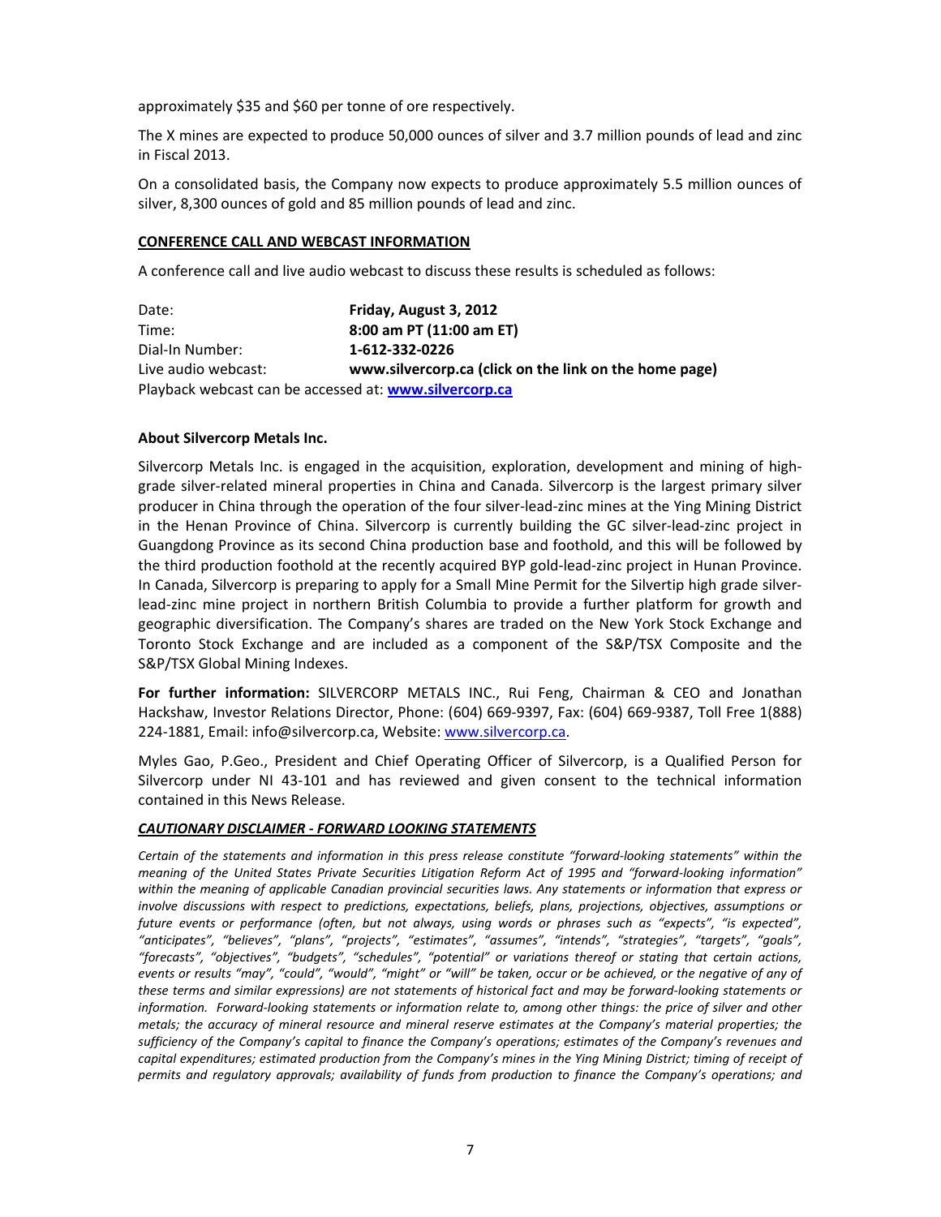approximately $35 and $60 per tonne of ore respectively.

The X mines are expected to produce 50,000 ounces of silver and 3.7 million pounds of lead and zinc in Fiscal 2013.

On a consolidated basis, the Company now expects to produce approximately 5.5 million ounces of silver, 8,300 ounces of gold and 85 million pounds of lead and zinc.

**CONFERENCE CALL AND WEBCAST INFORMATION**

A conference call and live audio webcast to discuss these results is scheduled as follows:

| | |
|---|---|
| Date: | **Friday, August 3, 2012** |
| Time: | **8:00 am PT (11:00 am ET)** |
| Dial-In Number: | **1-612-332-0226** |
| Live audio webcast: | **www.silvercorp.ca (click on the link on the home page)** |

Playback webcast can be accessed at: **www.silvercorp.ca**

**About Silvercorp Metals Inc.**

Silvercorp Metals Inc. is engaged in the acquisition, exploration, development and mining of high-grade silver-related mineral properties in China and Canada. Silvercorp is the largest primary silver producer in China through the operation of the four silver-lead-zinc mines at the Ying Mining District in the Henan Province of China. Silvercorp is currently building the GC silver-lead-zinc project in Guangdong Province as its second China production base and foothold, and this will be followed by the third production foothold at the recently acquired BYP gold-lead-zinc project in Hunan Province. In Canada, Silvercorp is preparing to apply for a Small Mine Permit for the Silvertip high grade silver-lead-zinc mine project in northern British Columbia to provide a further platform for growth and geographic diversification. The Company's shares are traded on the New York Stock Exchange and Toronto Stock Exchange and are included as a component of the S&P/TSX Composite and the S&P/TSX Global Mining Indexes.

**For further information:** SILVERCORP METALS INC., Rui Feng, Chairman & CEO and Jonathan Hackshaw, Investor Relations Director, Phone: (604) 669-9397, Fax: (604) 669-9387, Toll Free 1(888) 224-1881, Email: info@silvercorp.ca, Website: www.silvercorp.ca.

Myles Gao, P.Geo., President and Chief Operating Officer of Silvercorp, is a Qualified Person for Silvercorp under NI 43-101 and has reviewed and given consent to the technical information contained in this News Release.

***CAUTIONARY DISCLAIMER - FORWARD LOOKING STATEMENTS***

*Certain of the statements and information in this press release constitute "forward-looking statements" within the meaning of the United States Private Securities Litigation Reform Act of 1995 and "forward-looking information" within the meaning of applicable Canadian provincial securities laws. Any statements or information that express or involve discussions with respect to predictions, expectations, beliefs, plans, projections, objectives, assumptions or future events or performance (often, but not always, using words or phrases such as "expects", "is expected", "anticipates", "believes", "plans", "projects", "estimates", "assumes", "intends", "strategies", "targets", "goals", "forecasts", "objectives", "budgets", "schedules", "potential" or variations thereof or stating that certain actions, events or results "may", "could", "would", "might" or "will" be taken, occur or be achieved, or the negative of any of these terms and similar expressions) are not statements of historical fact and may be forward-looking statements or information. Forward-looking statements or information relate to, among other things: the price of silver and other metals; the accuracy of mineral resource and mineral reserve estimates at the Company's material properties; the sufficiency of the Company's capital to finance the Company's operations; estimates of the Company's revenues and capital expenditures; estimated production from the Company's mines in the Ying Mining District; timing of receipt of permits and regulatory approvals; availability of funds from production to finance the Company's operations; and*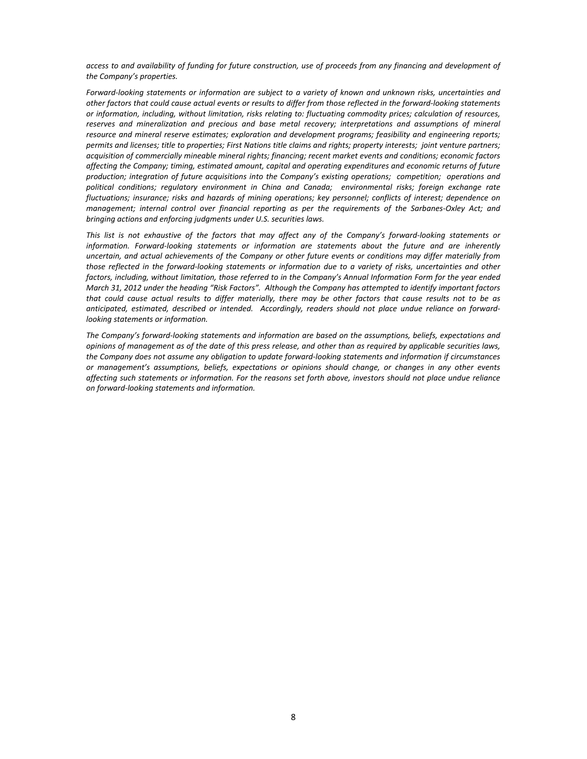*access to and availability of funding for future construction, use of proceeds from any financing and development of the Company's properties.*

*Forward-looking statements or information are subject to a variety of known and unknown risks, uncertainties and other factors that could cause actual events or results to differ from those reflected in the forward-looking statements or information, including, without limitation, risks relating to: fluctuating commodity prices; calculation of resources, reserves and mineralization and precious and base metal recovery; interpretations and assumptions of mineral resource and mineral reserve estimates; exploration and development programs; feasibility and engineering reports; permits and licenses; title to properties; First Nations title claims and rights; property interests; joint venture partners; acquisition of commercially mineable mineral rights; financing; recent market events and conditions; economic factors affecting the Company; timing, estimated amount, capital and operating expenditures and economic returns of future production; integration of future acquisitions into the Company's existing operations; competition; operations and political conditions; regulatory environment in China and Canada; environmental risks; foreign exchange rate fluctuations; insurance; risks and hazards of mining operations; key personnel; conflicts of interest; dependence on management; internal control over financial reporting as per the requirements of the Sarbanes-Oxley Act; and bringing actions and enforcing judgments under U.S. securities laws.*

*This list is not exhaustive of the factors that may affect any of the Company's forward-looking statements or information. Forward-looking statements or information are statements about the future and are inherently uncertain, and actual achievements of the Company or other future events or conditions may differ materially from those reflected in the forward-looking statements or information due to a variety of risks, uncertainties and other factors, including, without limitation, those referred to in the Company's Annual Information Form for the year ended March 31, 2012 under the heading "Risk Factors". Although the Company has attempted to identify important factors that could cause actual results to differ materially, there may be other factors that cause results not to be as anticipated, estimated, described or intended. Accordingly, readers should not place undue reliance on forward-looking statements or information.*

*The Company's forward-looking statements and information are based on the assumptions, beliefs, expectations and opinions of management as of the date of this press release, and other than as required by applicable securities laws, the Company does not assume any obligation to update forward-looking statements and information if circumstances or management's assumptions, beliefs, expectations or opinions should change, or changes in any other events affecting such statements or information. For the reasons set forth above, investors should not place undue reliance on forward-looking statements and information.*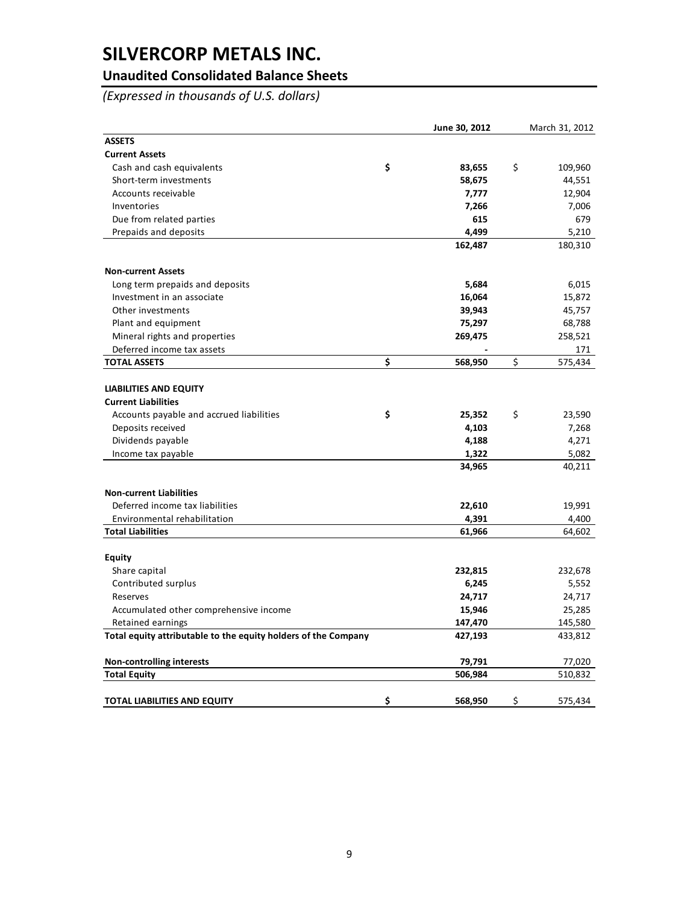# SILVERCORP METALS INC.

## Unaudited Consolidated Balance Sheets

*(Expressed in thousands of U.S. dollars)*

| | June 30, 2012 | March 31, 2012 |
|---|---|---|
| **ASSETS** | | |
| **Current Assets** | | |
| Cash and cash equivalents | $ 83,655 | $ 109,960 |
| Short-term investments | 58,675 | 44,551 |
| Accounts receivable | 7,777 | 12,904 |
| Inventories | 7,266 | 7,006 |
| Due from related parties | 615 | 679 |
| Prepaids and deposits | 4,499 | 5,210 |
| | 162,487 | 180,310 |
| **Non-current Assets** | | |
| Long term prepaids and deposits | 5,684 | 6,015 |
| Investment in an associate | 16,064 | 15,872 |
| Other investments | 39,943 | 45,757 |
| Plant and equipment | 75,297 | 68,788 |
| Mineral rights and properties | 269,475 | 258,521 |
| Deferred income tax assets | - | 171 |
| **TOTAL ASSETS** | $ 568,950 | $ 575,434 |
| **LIABILITIES AND EQUITY** | | |
| **Current Liabilities** | | |
| Accounts payable and accrued liabilities | $ 25,352 | $ 23,590 |
| Deposits received | 4,103 | 7,268 |
| Dividends payable | 4,188 | 4,271 |
| Income tax payable | 1,322 | 5,082 |
| | 34,965 | 40,211 |
| **Non-current Liabilities** | | |
| Deferred income tax liabilities | 22,610 | 19,991 |
| Environmental rehabilitation | 4,391 | 4,400 |
| **Total Liabilities** | 61,966 | 64,602 |
| **Equity** | | |
| Share capital | 232,815 | 232,678 |
| Contributed surplus | 6,245 | 5,552 |
| Reserves | 24,717 | 24,717 |
| Accumulated other comprehensive income | 15,946 | 25,285 |
| Retained earnings | 147,470 | 145,580 |
| **Total equity attributable to the equity holders of the Company** | 427,193 | 433,812 |
| **Non-controlling interests** | 79,791 | 77,020 |
| **Total Equity** | 506,984 | 510,832 |
| **TOTAL LIABILITIES AND EQUITY** | $ 568,950 | $ 575,434 |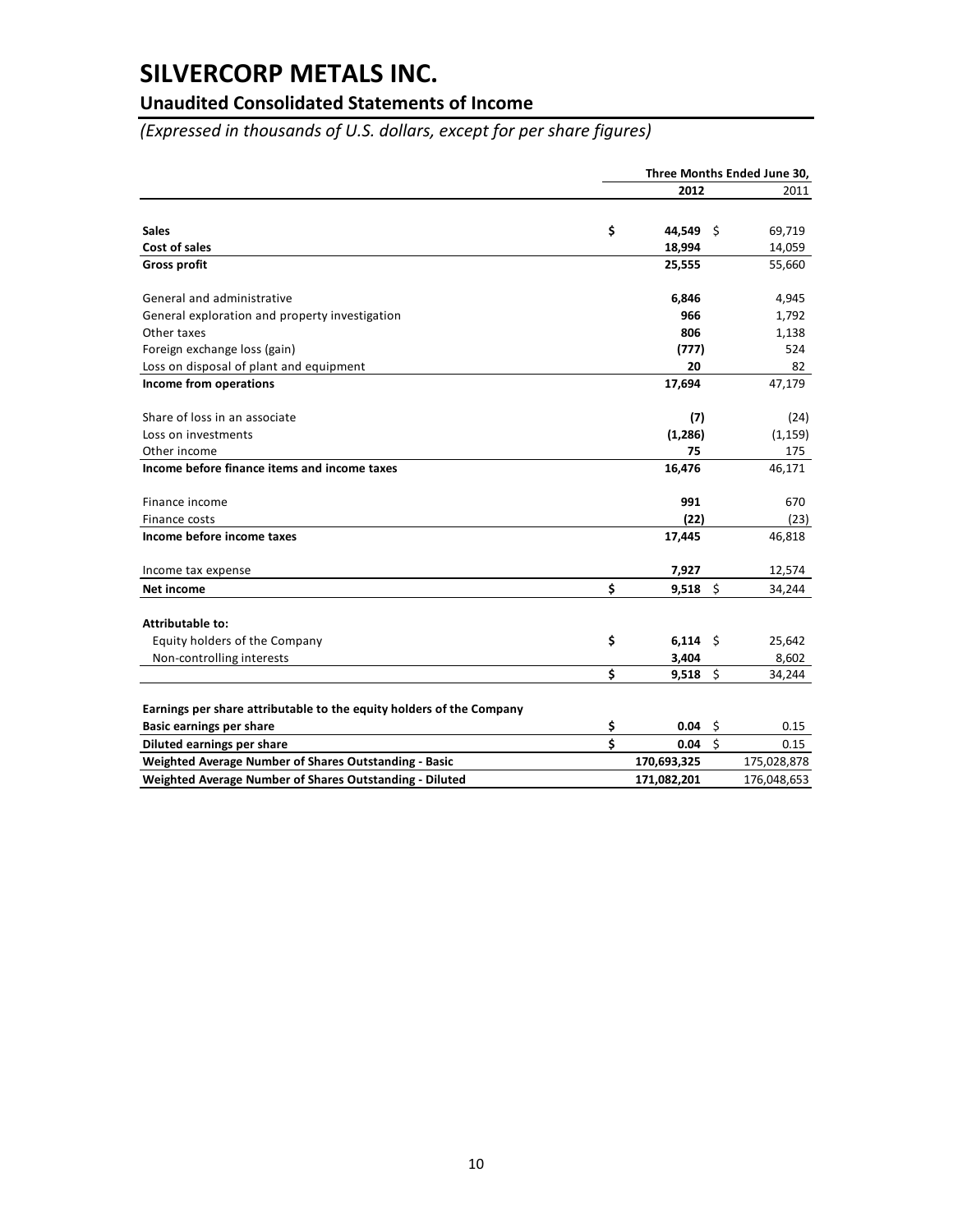# SILVERCORP METALS INC.

## Unaudited Consolidated Statements of Income

*(Expressed in thousands of U.S. dollars, except for per share figures)*

| | Three Months Ended June 30, | |
|---|---|---|
| | **2012** | 2011 |
| **Sales** | $ **44,549** | $ 69,719 |
| **Cost of sales** | **18,994** | 14,059 |
| **Gross profit** | **25,555** | 55,660 |
| General and administrative | **6,846** | 4,945 |
| General exploration and property investigation | **966** | 1,792 |
| Other taxes | **806** | 1,138 |
| Foreign exchange loss (gain) | **(777)** | 524 |
| Loss on disposal of plant and equipment | **20** | 82 |
| **Income from operations** | **17,694** | 47,179 |
| Share of loss in an associate | **(7)** | (24) |
| Loss on investments | **(1,286)** | (1,159) |
| Other income | **75** | 175 |
| **Income before finance items and income taxes** | **16,476** | 46,171 |
| Finance income | **991** | 670 |
| Finance costs | **(22)** | (23) |
| **Income before income taxes** | **17,445** | 46,818 |
| Income tax expense | **7,927** | 12,574 |
| **Net income** | $ **9,518** | $ 34,244 |
| **Attributable to:** | | |
| Equity holders of the Company | $ **6,114** | $ 25,642 |
| Non-controlling interests | **3,404** | 8,602 |
| | $ **9,518** | $ 34,244 |
| **Earnings per share attributable to the equity holders of the Company** | | |
| **Basic earnings per share** | $ **0.04** | $ 0.15 |
| **Diluted earnings per share** | $ **0.04** | $ 0.15 |
| **Weighted Average Number of Shares Outstanding - Basic** | **170,693,325** | 175,028,878 |
| **Weighted Average Number of Shares Outstanding - Diluted** | **171,082,201** | 176,048,653 |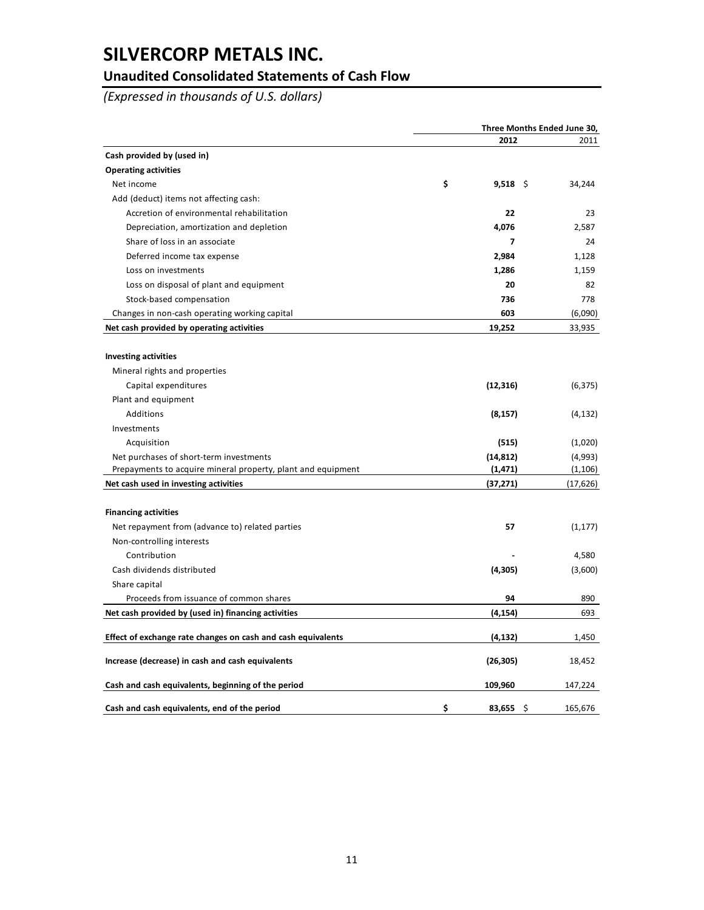# SILVERCORP METALS INC.

## Unaudited Consolidated Statements of Cash Flow

*(Expressed in thousands of U.S. dollars)*

| | Three Months Ended June 30, | |
|---|---|---|
| | **2012** | 2011 |
| **Cash provided by (used in)** | | |
| **Operating activities** | | |
| Net income | **$ 9,518** | $ 34,244 |
| Add (deduct) items not affecting cash: | | |
| Accretion of environmental rehabilitation | **22** | 23 |
| Depreciation, amortization and depletion | **4,076** | 2,587 |
| Share of loss in an associate | **7** | 24 |
| Deferred income tax expense | **2,984** | 1,128 |
| Loss on investments | **1,286** | 1,159 |
| Loss on disposal of plant and equipment | **20** | 82 |
| Stock-based compensation | **736** | 778 |
| Changes in non-cash operating working capital | **603** | (6,090) |
| **Net cash provided by operating activities** | **19,252** | 33,935 |
| | | |
| **Investing activities** | | |
| Mineral rights and properties | | |
| Capital expenditures | **(12,316)** | (6,375) |
| Plant and equipment | | |
| Additions | **(8,157)** | (4,132) |
| Investments | | |
| Acquisition | **(515)** | (1,020) |
| Net purchases of short-term investments | **(14,812)** | (4,993) |
| Prepayments to acquire mineral property, plant and equipment | **(1,471)** | (1,106) |
| **Net cash used in investing activities** | **(37,271)** | (17,626) |
| | | |
| **Financing activities** | | |
| Net repayment from (advance to) related parties | **57** | (1,177) |
| Non-controlling interests | | |
| Contribution | **-** | 4,580 |
| Cash dividends distributed | **(4,305)** | (3,600) |
| Share capital | | |
| Proceeds from issuance of common shares | **94** | 890 |
| **Net cash provided by (used in) financing activities** | **(4,154)** | 693 |
| | | |
| **Effect of exchange rate changes on cash and cash equivalents** | **(4,132)** | 1,450 |
| | | |
| **Increase (decrease) in cash and cash equivalents** | **(26,305)** | 18,452 |
| | | |
| **Cash and cash equivalents, beginning of the period** | **109,960** | 147,224 |
| | | |
| **Cash and cash equivalents, end of the period** | **$ 83,655** | $ 165,676 |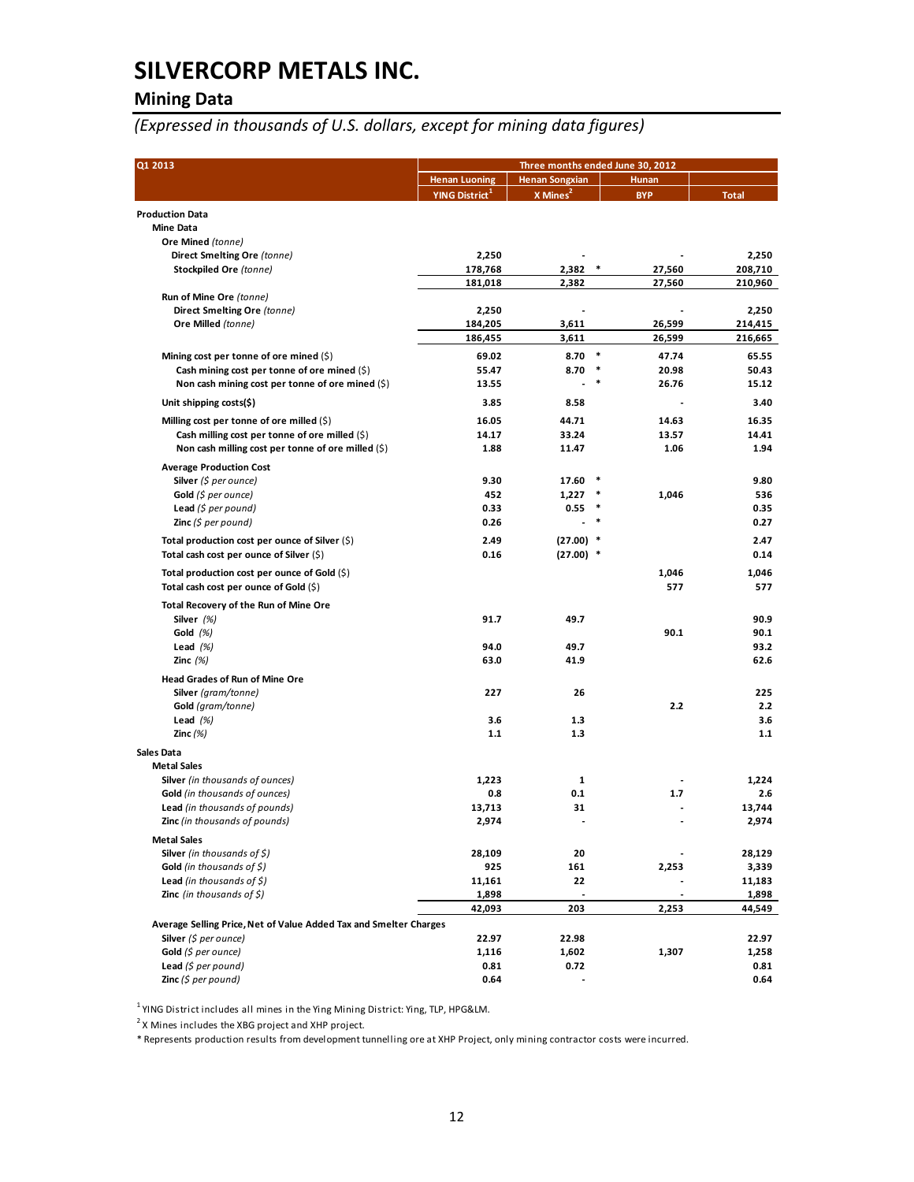# SILVERCORP METALS INC.

## Mining Data

*(Expressed in thousands of U.S. dollars, except for mining data figures)*

| Q1 2013 | Three months ended June 30, 2012 | | | |
|---|---|---|---|---|
| | Henan Luoning YING District[1] | Henan Songxian X Mines[2] | Hunan BYP | Total |
| **Production Data** | | | | |
| **Mine Data** | | | | |
| **Ore Mined** *(tonne)* | | | | |
| **Direct Smelting Ore** *(tonne)* | 2,250 | - | - | 2,250 |
| **Stockpiled Ore** *(tonne)* | 178,768 | 2,382 * | 27,560 | 208,710 |
| | 181,018 | 2,382 | 27,560 | 210,960 |
| **Run of Mine Ore** *(tonne)* | | | | |
| **Direct Smelting Ore** *(tonne)* | 2,250 | - | - | 2,250 |
| **Ore Milled** *(tonne)* | 184,205 | 3,611 | 26,599 | 214,415 |
| | 186,455 | 3,611 | 26,599 | 216,665 |
| **Mining cost per tonne of ore mined** ($) | 69.02 | 8.70 * | 47.74 | 65.55 |
| **Cash mining cost per tonne of ore mined** ($) | 55.47 | 8.70 * | 20.98 | 50.43 |
| **Non cash mining cost per tonne of ore mined** ($) | 13.55 | - * | 26.76 | 15.12 |
| **Unit shipping costs($)** | 3.85 | 8.58 | - | 3.40 |
| **Milling cost per tonne of ore milled** ($) | 16.05 | 44.71 | 14.63 | 16.35 |
| **Cash milling cost per tonne of ore milled** ($) | 14.17 | 33.24 | 13.57 | 14.41 |
| **Non cash milling cost per tonne of ore milled** ($) | 1.88 | 11.47 | 1.06 | 1.94 |
| **Average Production Cost** | | | | |
| **Silver** *($ per ounce)* | 9.30 | 17.60 * | | 9.80 |
| **Gold** *($ per ounce)* | 452 | 1,227 * | 1,046 | 536 |
| **Lead** *($ per pound)* | 0.33 | 0.55 * | | 0.35 |
| **Zinc** *($ per pound)* | 0.26 | - * | | 0.27 |
| **Total production cost per ounce of Silver** ($) | 2.49 | (27.00) * | | 2.47 |
| **Total cash cost per ounce of Silver** ($) | 0.16 | (27.00) * | | 0.14 |
| **Total production cost per ounce of Gold** ($) | | | 1,046 | 1,046 |
| **Total cash cost per ounce of Gold** ($) | | | 577 | 577 |
| **Total Recovery of the Run of Mine Ore** | | | | |
| **Silver** *(%)* | 91.7 | 49.7 | | 90.9 |
| **Gold** *(%)* | | | 90.1 | 90.1 |
| **Lead** *(%)* | 94.0 | 49.7 | | 93.2 |
| **Zinc** *(%)* | 63.0 | 41.9 | | 62.6 |
| **Head Grades of Run of Mine Ore** | | | | |
| **Silver** *(gram/tonne)* | 227 | 26 | | 225 |
| **Gold** *(gram/tonne)* | | | 2.2 | 2.2 |
| **Lead** *(%)* | 3.6 | 1.3 | | 3.6 |
| **Zinc** *(%)* | 1.1 | 1.3 | | 1.1 |
| **Sales Data** | | | | |
| **Metal Sales** | | | | |
| **Silver** *(in thousands of ounces)* | 1,223 | 1 | - | 1,224 |
| **Gold** *(in thousands of ounces)* | 0.8 | 0.1 | 1.7 | 2.6 |
| **Lead** *(in thousands of pounds)* | 13,713 | 31 | - | 13,744 |
| **Zinc** *(in thousands of pounds)* | 2,974 | - | - | 2,974 |
| **Metal Sales** | | | | |
| **Silver** *(in thousands of $)* | 28,109 | 20 | - | 28,129 |
| **Gold** *(in thousands of $)* | 925 | 161 | 2,253 | 3,339 |
| **Lead** *(in thousands of $)* | 11,161 | 22 | - | 11,183 |
| **Zinc** *(in thousands of $)* | 1,898 | - | - | 1,898 |
| | 42,093 | 203 | 2,253 | 44,549 |
| **Average Selling Price, Net of Value Added Tax and Smelter Charges** | | | | |
| **Silver** *($ per ounce)* | 22.97 | 22.98 | | 22.97 |
| **Gold** *($ per ounce)* | 1,116 | 1,602 | 1,307 | 1,258 |
| **Lead** *($ per pound)* | 0.81 | 0.72 | | 0.81 |
| **Zinc** *($ per pound)* | 0.64 | - | | 0.64 |

[1] YING District includes all mines in the Ying Mining District: Ying, TLP, HPG&LM.

[2] X Mines includes the XBG project and XHP project.

* Represents production results from development tunnelling ore at XHP Project, only mining contractor costs were incurred.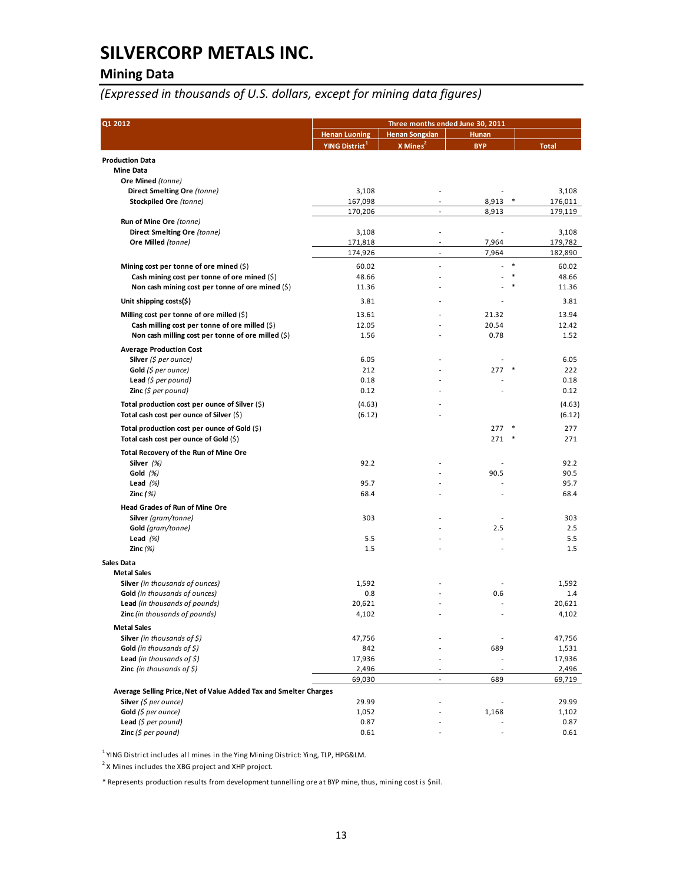# SILVERCORP METALS INC.

## Mining Data

### *(Expressed in thousands of U.S. dollars, except for mining data figures)*

| Q1 2012 | Three months ended June 30, 2011 | | | |
|---|---|---|---|---|
| | Henan Luoning | Henan Songxian | Hunan | |
| | YING District[1] | X Mines[2] | BYP | Total |
| **Production Data** | | | | |
| **Mine Data** | | | | |
| **Ore Mined** *(tonne)* | | | | |
| **Direct Smelting Ore** *(tonne)* | 3,108 | - | - | 3,108 |
| **Stockpiled Ore** *(tonne)* | 167,098 | - | 8,913 * | 176,011 |
| | 170,206 | - | 8,913 | 179,119 |
| **Run of Mine Ore** *(tonne)* | | | | |
| **Direct Smelting Ore** *(tonne)* | 3,108 | - | - | 3,108 |
| **Ore Milled** *(tonne)* | 171,818 | - | 7,964 | 179,782 |
| | 174,926 | - | 7,964 | 182,890 |
| **Mining cost per tonne of ore mined** ($) | 60.02 | - | - * | 60.02 |
| **Cash mining cost per tonne of ore mined** ($) | 48.66 | - | - * | 48.66 |
| **Non cash mining cost per tonne of ore mined** ($) | 11.36 | - | - * | 11.36 |
| **Unit shipping costs($)** | 3.81 | - | - | 3.81 |
| **Milling cost per tonne of ore milled** ($) | 13.61 | - | 21.32 | 13.94 |
| **Cash milling cost per tonne of ore milled** ($) | 12.05 | - | 20.54 | 12.42 |
| **Non cash milling cost per tonne of ore milled** ($) | 1.56 | - | 0.78 | 1.52 |
| **Average Production Cost** | | | | |
| **Silver** *($ per ounce)* | 6.05 | - | - | 6.05 |
| **Gold** *($ per ounce)* | 212 | - | 277 * | 222 |
| **Lead** *($ per pound)* | 0.18 | - | - | 0.18 |
| **Zinc** *($ per pound)* | 0.12 | - | - | 0.12 |
| **Total production cost per ounce of Silver** ($) | (4.63) | - | | (4.63) |
| **Total cash cost per ounce of Silver** ($) | (6.12) | - | | (6.12) |
| **Total production cost per ounce of Gold** ($) | | | 277 * | 277 |
| **Total cash cost per ounce of Gold** ($) | | | 271 * | 271 |
| **Total Recovery of the Run of Mine Ore** | | | | |
| **Silver** *(%)* | 92.2 | - | - | 92.2 |
| **Gold** *(%)* | | - | 90.5 | 90.5 |
| **Lead** *(%)* | 95.7 | - | - | 95.7 |
| **Zinc** *(%)* | 68.4 | - | - | 68.4 |
| **Head Grades of Run of Mine Ore** | | | | |
| **Silver** *(gram/tonne)* | 303 | - | - | 303 |
| **Gold** *(gram/tonne)* | | - | 2.5 | 2.5 |
| **Lead** *(%)* | 5.5 | - | - | 5.5 |
| **Zinc** *(%)* | 1.5 | - | - | 1.5 |
| **Sales Data** | | | | |
| **Metal Sales** | | | | |
| **Silver** *(in thousands of ounces)* | 1,592 | - | - | 1,592 |
| **Gold** *(in thousands of ounces)* | 0.8 | - | 0.6 | 1.4 |
| **Lead** *(in thousands of pounds)* | 20,621 | - | - | 20,621 |
| **Zinc** *(in thousands of pounds)* | 4,102 | - | - | 4,102 |
| **Metal Sales** | | | | |
| **Silver** *(in thousands of $)* | 47,756 | - | - | 47,756 |
| **Gold** *(in thousands of $)* | 842 | - | 689 | 1,531 |
| **Lead** *(in thousands of $)* | 17,936 | - | - | 17,936 |
| **Zinc** *(in thousands of $)* | 2,496 | - | - | 2,496 |
| | 69,030 | - | 689 | 69,719 |
| **Average Selling Price, Net of Value Added Tax and Smelter Charges** | | | | |
| **Silver** *($ per ounce)* | 29.99 | - | - | 29.99 |
| **Gold** *($ per ounce)* | 1,052 | - | 1,168 | 1,102 |
| **Lead** *($ per pound)* | 0.87 | - | - | 0.87 |
| **Zinc** *($ per pound)* | 0.61 | - | - | 0.61 |

[1] YING District includes all mines in the Ying Mining District: Ying, TLP, HPG&LM.

[2] X Mines includes the XBG project and XHP project.

* Represents production results from development tunnelling ore at BYP mine, thus, mining cost is $nil.